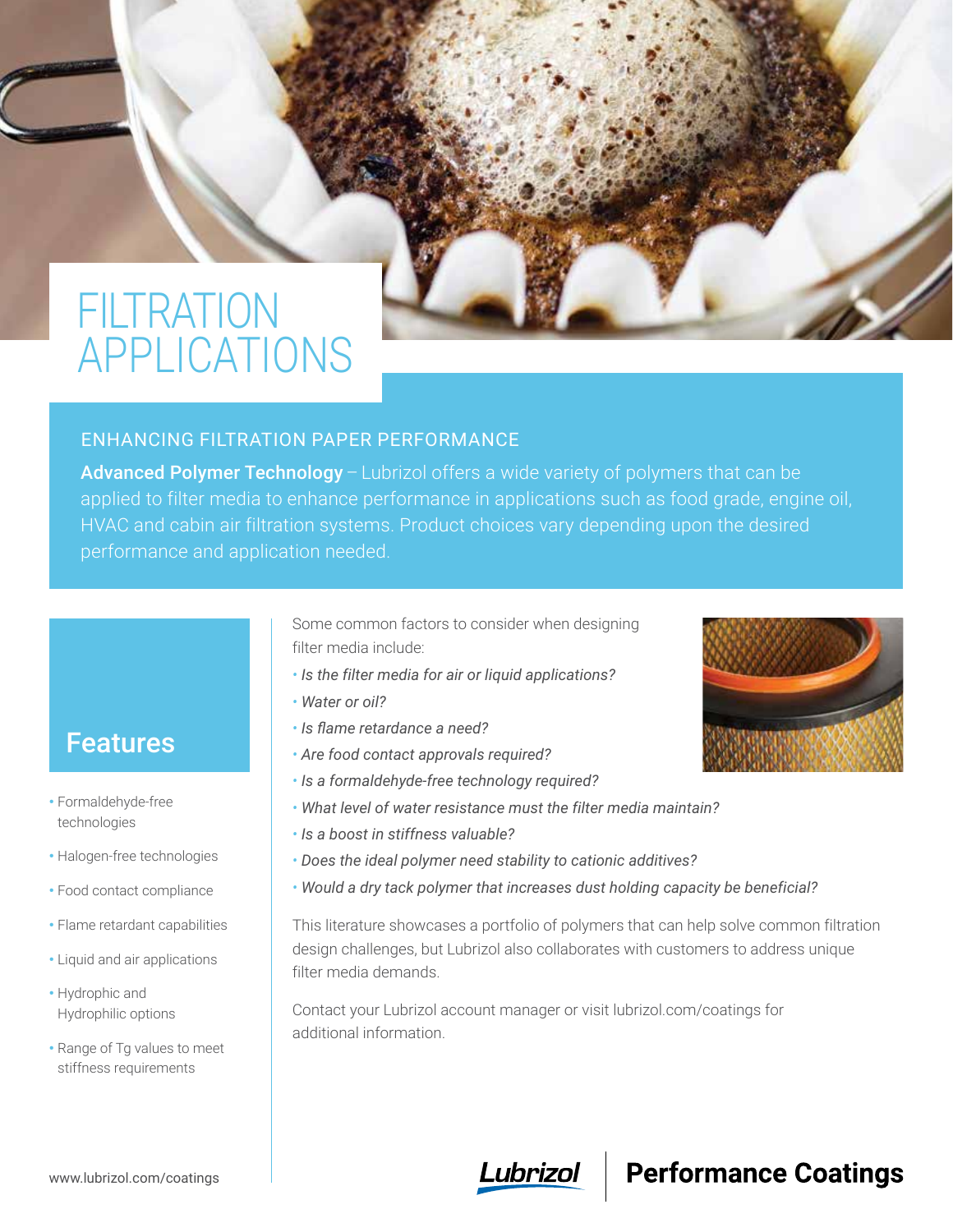# FILTRATION APPLICATIONS

## ENHANCING FILTRATION PAPER PERFORMANCE

**Advanced Polymer Technology** – Lubrizol offers a wide variety of polymers that can be applied to filter media to enhance performance in applications such as food grade, engine oil, HVAC and cabin air filtration systems. Product choices vary depending upon the desired performance and application needed.

## Features

- Formaldehyde-free technologies
- Halogen-free technologies
- Food contact compliance
- Flame retardant capabilities
- Liquid and air applications
- Hydrophic and Hydrophilic options
- Range of Tg values to meet stiffness requirements

Some common factors to consider when designing filter media include:

- *Is the filter media for air or liquid applications?*
- *Water or oil?*
- *Is flame retardance a need?*
- *Are food contact approvals required?*
- *Is a formaldehyde-free technology required?*
- *What level of water resistance must the filter media maintain?*
- *Is a boost in stiffness valuable?*
- *Does the ideal polymer need stability to cationic additives?*
- *Would a dry tack polymer that increases dust holding capacity be beneficial?*

This literature showcases a portfolio of polymers that can help solve common filtration design challenges, but Lubrizol also collaborates with customers to address unique filter media demands.

Contact your Lubrizol account manager or visit lubrizol.com/coatings for additional information.

www.lubrizol.com/coatings

Lubrizol | **Performance Coatings**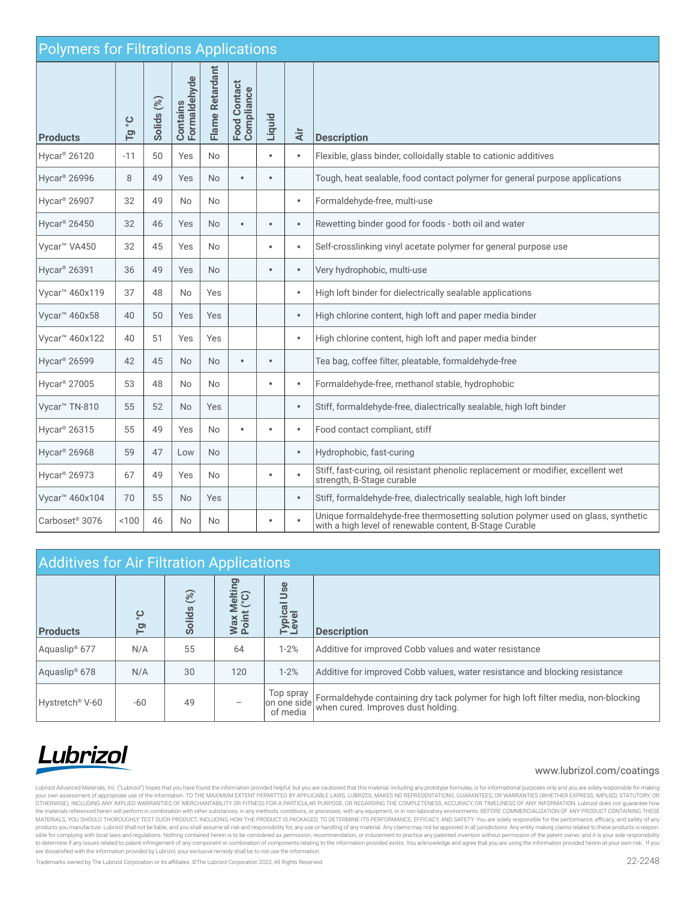## Polymers for Filtrations Applications

| Products | Tg °C | Solids (%) | Contains Formaldehyde | Flame Retardant | Food Contact Compliance | Liquid | Air | Description |
|---|---|---|---|---|---|---|---|---|
| Hycar® 26120 | -11 | 50 | Yes | No | | • | • | Flexible, glass binder, colloidally stable to cationic additives |
| Hycar® 26996 | 8 | 49 | Yes | No | • | • | | Tough, heat sealable, food contact polymer for general purpose applications |
| Hycar® 26907 | 32 | 49 | No | No | | | • | Formaldehyde-free, multi-use |
| Hycar® 26450 | 32 | 46 | Yes | No | • | • | • | Rewetting binder good for foods - both oil and water |
| Vycar™ VA450 | 32 | 45 | Yes | No | | • | • | Self-crosslinking vinyl acetate polymer for general purpose use |
| Hycar® 26391 | 36 | 49 | Yes | No | | • | • | Very hydrophobic, multi-use |
| Vycar™ 460x119 | 37 | 48 | No | Yes | | | • | High loft binder for dielectrically sealable applications |
| Vycar™ 460x58 | 40 | 50 | Yes | Yes | | | • | High chlorine content, high loft and paper media binder |
| Vycar™ 460x122 | 40 | 51 | Yes | Yes | | | • | High chlorine content, high loft and paper media binder |
| Hycar® 26599 | 42 | 45 | No | No | • | • | | Tea bag, coffee filter, pleatable, formaldehyde-free |
| Hycar® 27005 | 53 | 48 | No | No | | • | • | Formaldehyde-free, methanol stable, hydrophobic |
| Vycar™ TN-810 | 55 | 52 | No | Yes | | | • | Stiff, formaldehyde-free, dialectrically sealable, high loft binder |
| Hycar® 26315 | 55 | 49 | Yes | No | • | • | • | Food contact compliant, stiff |
| Hycar® 26968 | 59 | 47 | Low | No | | | • | Hydrophobic, fast-curing |
| Hycar® 26973 | 67 | 49 | Yes | No | | • | • | Stiff, fast-curing, oil resistant phenolic replacement or modifier, excellent wet strength, B-Stage curable |
| Vycar™ 460x104 | 70 | 55 | No | Yes | | | • | Stiff, formaldehyde-free, dialectrically sealable, high loft binder |
| Carboset® 3076 | <100 | 46 | No | No | | • | • | Unique formaldehyde-free thermosetting solution polymer used on glass, synthetic with a high level of renewable content, B-Stage Curable |

## Additives for Air Filtration Applications

| Products | Tg °C | Solids (%) | Wax Melting Point (°C) | Typical Use Level | Description |
|---|---|---|---|---|---|
| Aquaslip® 677 | N/A | 55 | 64 | 1-2% | Additive for improved Cobb values and water resistance |
| Aquaslip® 678 | N/A | 30 | 120 | 1-2% | Additive for improved Cobb values, water resistance and blocking resistance |
| Hystretch® V-60 | -60 | 49 | – | Top spray on one side of media | Formaldehyde containing dry tack polymer for high loft filter media, non-blocking when cured. Improves dust holding. |

Lubrizol

www.lubrizol.com/coatings

Lubrizol Advanced Materials, Inc. ("Lubrizol") hopes that you have found the information provided helpful, but you are cautioned that this material, including any prototype formulas, is for informational purposes only and you are solely responsible for making your own assessment of appropriate use of the information. TO THE MAXIMUM EXTENT PERMITTED BY APPLICABLE LAWS, LUBRIZOL MAKES NO REPRESENTATIONS, GUARANTEES, OR WARRANTIES (WHETHER EXPRESS, IMPLIED, STATUTORY, OR OTHERWISE), INCLUDING ANY IMPLIED WARRANTIES OF MERCHANTABILITY OR FITNESS FOR A PARTICULAR PURPOSE, OR REGARDING THE COMPLETENESS, ACCURACY, OR TIMELINESS OF ANY INFORMATION. Lubrizol does not guarantee how the materials referenced herein will perform in combination with other substances, in any methods, conditions, or processes, with any equipment, or in non-laboratory environments. BEFORE COMMERCIALIZATION OF ANY PRODUCT CONTAINING THESE MATERIALS, YOU SHOULD THOROUGHLY TEST SUCH PRODUCT, INCLUDING HOW THE PRODUCT IS PACKAGED, TO DETERMINE ITS PERFORMANCE, EFFICACY, AND SAFETY. You are solely responsible for the performance, efficacy, and safety of any products you manufacture. Lubrizol shall not be liable, and you shall assume all risk and responsibility for, any use or handling of any material. Any claims may not be approved in all jurisdictions. Any entity making claims related to these products is responsible for complying with local laws and regulations. Nothing contained herein is to be considered as permission, recommendation, or inducement to practice any patented invention without permission of the patent owner, and it is your sole responsibility to determine if any issues related to patent infringement of any component or combination of components relating to the information provided exists. You acknowledge and agree that you are using the information provided herein at your own risk. If you are dissatisfied with the information provided by Lubrizol, your exclusive remedy shall be to not use the information.

Trademarks owned by The Lubrizol Corporation or its affiliates. ©The Lubrizol Corporation 2022, All Rights Reserved.

22-2248